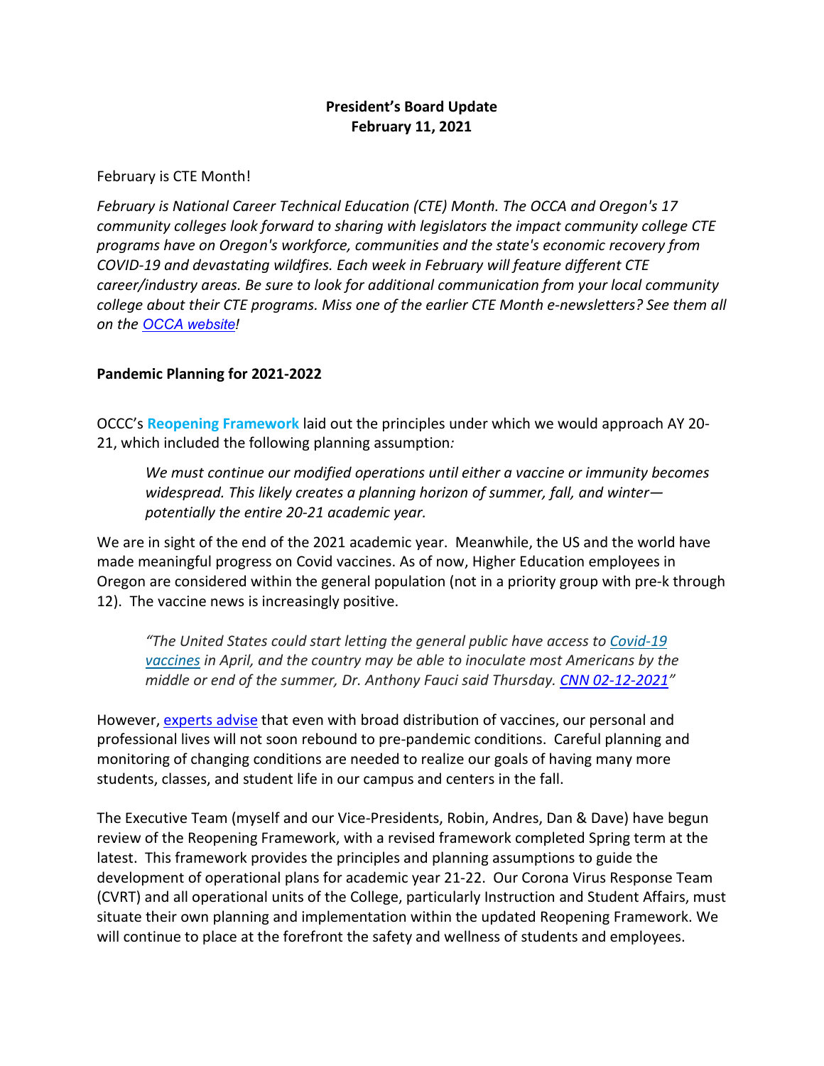**President's Board Update**
**February 11, 2021**

February is CTE Month!

*February is National Career Technical Education (CTE) Month. The OCCA and Oregon's 17 community colleges look forward to sharing with legislators the impact community college CTE programs have on Oregon's workforce, communities and the state's economic recovery from COVID-19 and devastating wildfires. Each week in February will feature different CTE career/industry areas. Be sure to look for additional communication from your local community college about their CTE programs. Miss one of the earlier CTE Month e-newsletters? See them all on the OCCA website!*

**Pandemic Planning for 2021-2022**

OCCC's **Reopening Framework** laid out the principles under which we would approach AY 20-21, which included the following planning assumption:

> *We must continue our modified operations until either a vaccine or immunity becomes widespread. This likely creates a planning horizon of summer, fall, and winter—potentially the entire 20-21 academic year.*

We are in sight of the end of the 2021 academic year. Meanwhile, the US and the world have made meaningful progress on Covid vaccines. As of now, Higher Education employees in Oregon are considered within the general population (not in a priority group with pre-k through 12). The vaccine news is increasingly positive.

> *"The United States could start letting the general public have access to Covid-19 vaccines in April, and the country may be able to inoculate most Americans by the middle or end of the summer, Dr. Anthony Fauci said Thursday. CNN 02-12-2021"*

However, experts advise that even with broad distribution of vaccines, our personal and professional lives will not soon rebound to pre-pandemic conditions. Careful planning and monitoring of changing conditions are needed to realize our goals of having many more students, classes, and student life in our campus and centers in the fall.

The Executive Team (myself and our Vice-Presidents, Robin, Andres, Dan & Dave) have begun review of the Reopening Framework, with a revised framework completed Spring term at the latest. This framework provides the principles and planning assumptions to guide the development of operational plans for academic year 21-22. Our Corona Virus Response Team (CVRT) and all operational units of the College, particularly Instruction and Student Affairs, must situate their own planning and implementation within the updated Reopening Framework. We will continue to place at the forefront the safety and wellness of students and employees.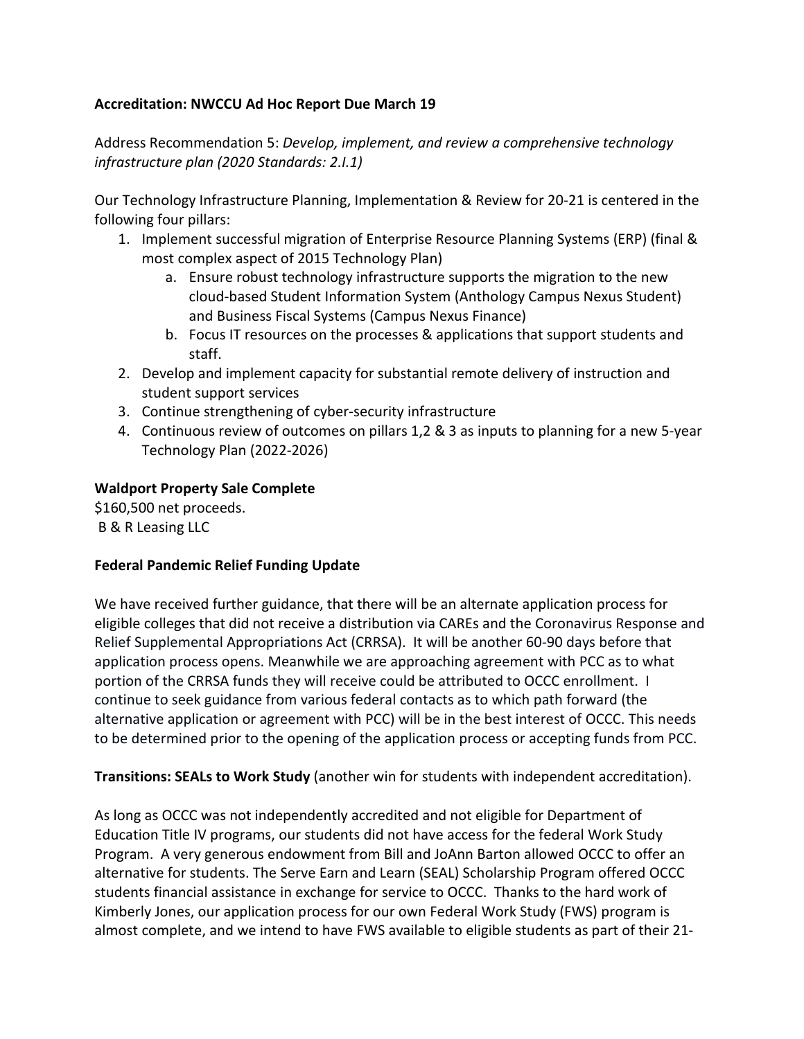**Accreditation: NWCCU Ad Hoc Report Due March 19**

Address Recommendation 5: *Develop, implement, and review a comprehensive technology infrastructure plan (2020 Standards: 2.I.1)*

Our Technology Infrastructure Planning, Implementation & Review for 20-21 is centered in the following four pillars:

1. Implement successful migration of Enterprise Resource Planning Systems (ERP) (final & most complex aspect of 2015 Technology Plan)
    a. Ensure robust technology infrastructure supports the migration to the new cloud-based Student Information System (Anthology Campus Nexus Student) and Business Fiscal Systems (Campus Nexus Finance)
    b. Focus IT resources on the processes & applications that support students and staff.
2. Develop and implement capacity for substantial remote delivery of instruction and student support services
3. Continue strengthening of cyber-security infrastructure
4. Continuous review of outcomes on pillars 1,2 & 3 as inputs to planning for a new 5-year Technology Plan (2022-2026)

**Waldport Property Sale Complete**

$160,500 net proceeds.
B & R Leasing LLC

**Federal Pandemic Relief Funding Update**

We have received further guidance, that there will be an alternate application process for eligible colleges that did not receive a distribution via CAREs and the Coronavirus Response and Relief Supplemental Appropriations Act (CRRSA). It will be another 60-90 days before that application process opens. Meanwhile we are approaching agreement with PCC as to what portion of the CRRSA funds they will receive could be attributed to OCCC enrollment. I continue to seek guidance from various federal contacts as to which path forward (the alternative application or agreement with PCC) will be in the best interest of OCCC. This needs to be determined prior to the opening of the application process or accepting funds from PCC.

**Transitions: SEALs to Work Study** (another win for students with independent accreditation).

As long as OCCC was not independently accredited and not eligible for Department of Education Title IV programs, our students did not have access for the federal Work Study Program. A very generous endowment from Bill and JoAnn Barton allowed OCCC to offer an alternative for students. The Serve Earn and Learn (SEAL) Scholarship Program offered OCCC students financial assistance in exchange for service to OCCC. Thanks to the hard work of Kimberly Jones, our application process for our own Federal Work Study (FWS) program is almost complete, and we intend to have FWS available to eligible students as part of their 21-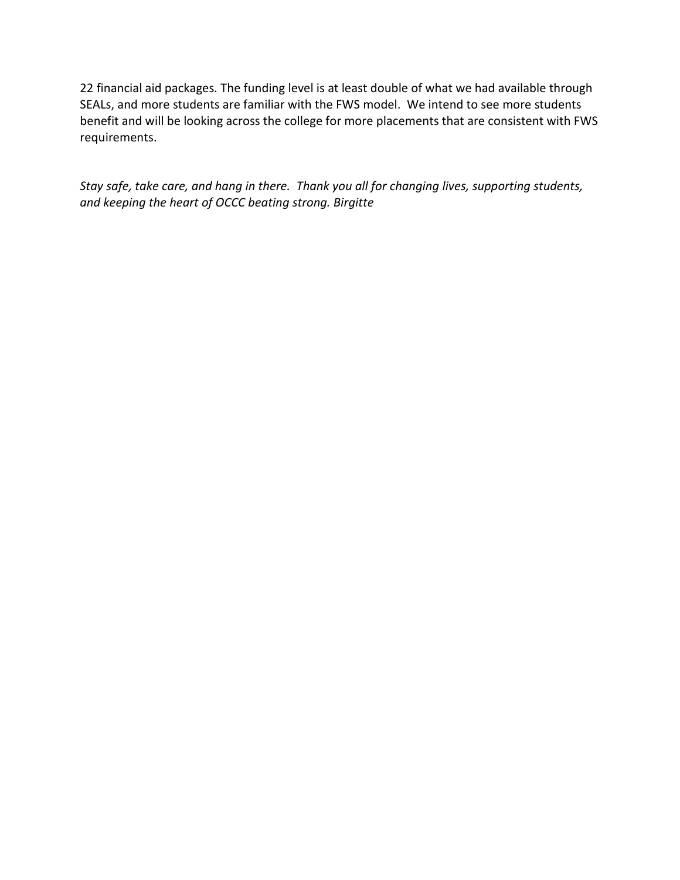22 financial aid packages. The funding level is at least double of what we had available through SEALs, and more students are familiar with the FWS model. We intend to see more students benefit and will be looking across the college for more placements that are consistent with FWS requirements.

*Stay safe, take care, and hang in there. Thank you all for changing lives, supporting students, and keeping the heart of OCCC beating strong. Birgitte*